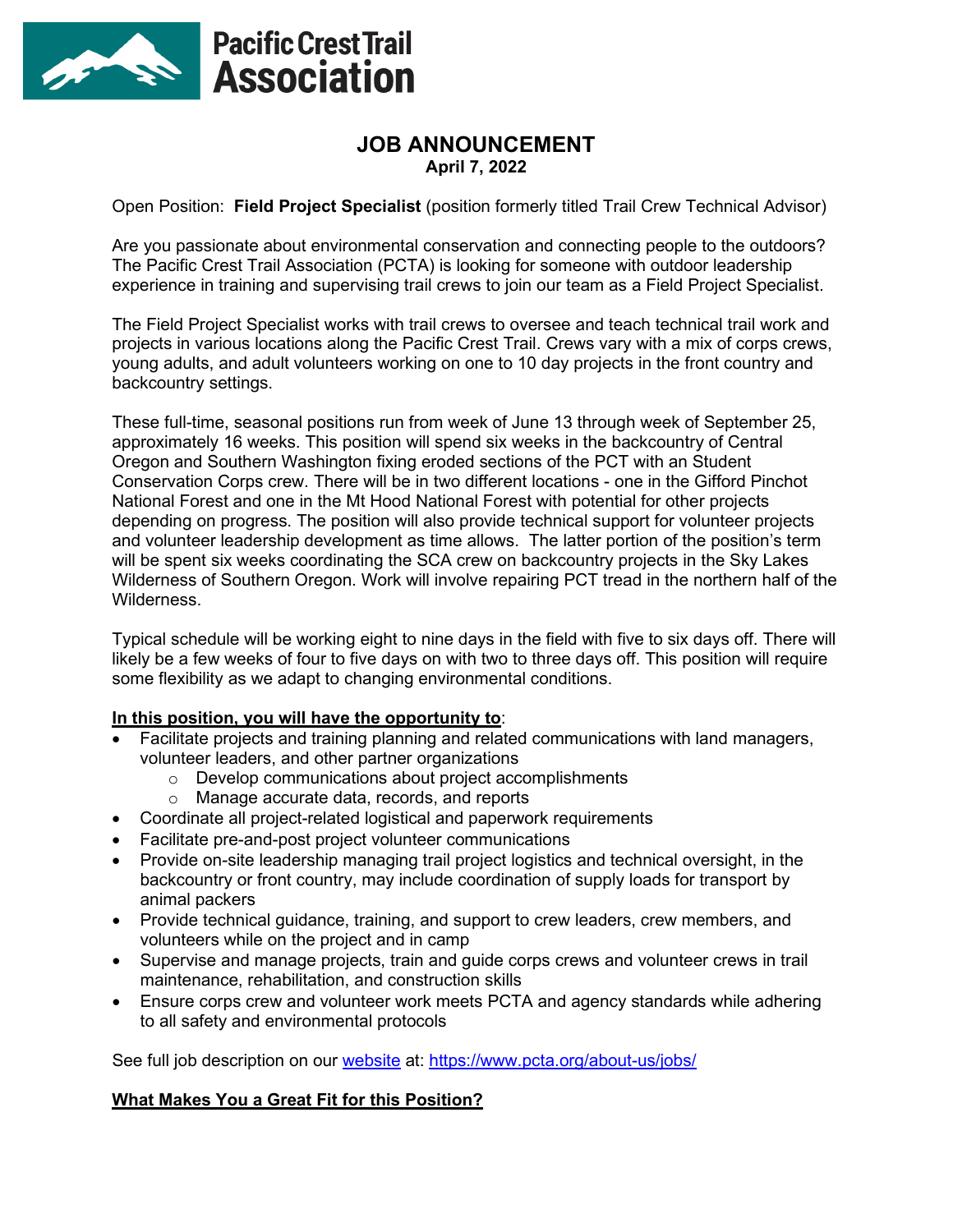Pacific Crest Trail Association

# JOB ANNOUNCEMENT

**April 7, 2022**

Open Position: **Field Project Specialist** (position formerly titled Trail Crew Technical Advisor)

Are you passionate about environmental conservation and connecting people to the outdoors? The Pacific Crest Trail Association (PCTA) is looking for someone with outdoor leadership experience in training and supervising trail crews to join our team as a Field Project Specialist.

The Field Project Specialist works with trail crews to oversee and teach technical trail work and projects in various locations along the Pacific Crest Trail. Crews vary with a mix of corps crews, young adults, and adult volunteers working on one to 10 day projects in the front country and backcountry settings.

These full-time, seasonal positions run from week of June 13 through week of September 25, approximately 16 weeks. This position will spend six weeks in the backcountry of Central Oregon and Southern Washington fixing eroded sections of the PCT with an Student Conservation Corps crew. There will be in two different locations - one in the Gifford Pinchot National Forest and one in the Mt Hood National Forest with potential for other projects depending on progress. The position will also provide technical support for volunteer projects and volunteer leadership development as time allows. The latter portion of the position's term will be spent six weeks coordinating the SCA crew on backcountry projects in the Sky Lakes Wilderness of Southern Oregon. Work will involve repairing PCT tread in the northern half of the Wilderness.

Typical schedule will be working eight to nine days in the field with five to six days off. There will likely be a few weeks of four to five days on with two to three days off. This position will require some flexibility as we adapt to changing environmental conditions.

**In this position, you will have the opportunity to**:

- Facilitate projects and training planning and related communications with land managers, volunteer leaders, and other partner organizations
    - Develop communications about project accomplishments
    - Manage accurate data, records, and reports
- Coordinate all project-related logistical and paperwork requirements
- Facilitate pre-and-post project volunteer communications
- Provide on-site leadership managing trail project logistics and technical oversight, in the backcountry or front country, may include coordination of supply loads for transport by animal packers
- Provide technical guidance, training, and support to crew leaders, crew members, and volunteers while on the project and in camp
- Supervise and manage projects, train and guide corps crews and volunteer crews in trail maintenance, rehabilitation, and construction skills
- Ensure corps crew and volunteer work meets PCTA and agency standards while adhering to all safety and environmental protocols

See full job description on our website at: https://www.pcta.org/about-us/jobs/

**What Makes You a Great Fit for this Position?**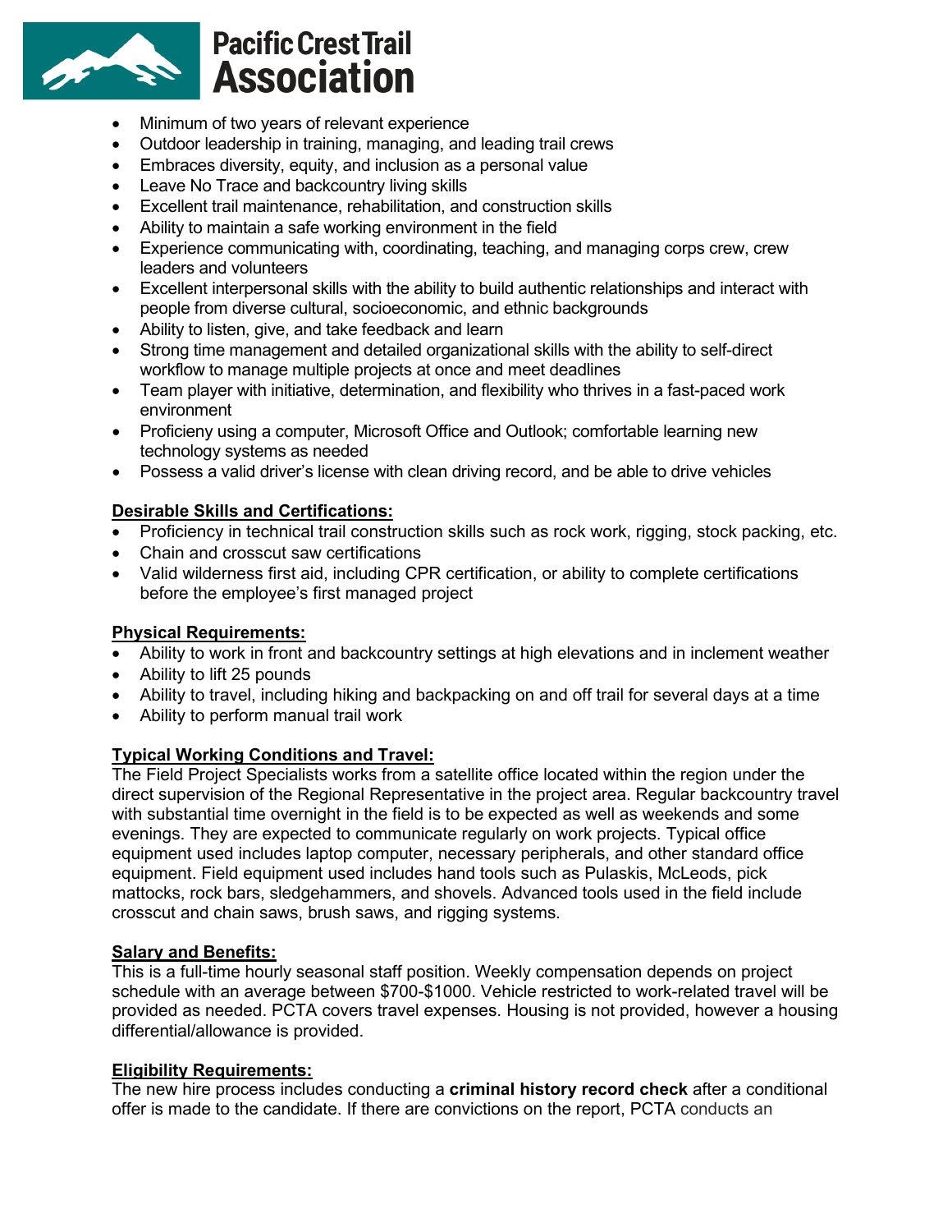- Minimum of two years of relevant experience
- Outdoor leadership in training, managing, and leading trail crews
- Embraces diversity, equity, and inclusion as a personal value
- Leave No Trace and backcountry living skills
- Excellent trail maintenance, rehabilitation, and construction skills
- Ability to maintain a safe working environment in the field
- Experience communicating with, coordinating, teaching, and managing corps crew, crew leaders and volunteers
- Excellent interpersonal skills with the ability to build authentic relationships and interact with people from diverse cultural, socioeconomic, and ethnic backgrounds
- Ability to listen, give, and take feedback and learn
- Strong time management and detailed organizational skills with the ability to self-direct workflow to manage multiple projects at once and meet deadlines
- Team player with initiative, determination, and flexibility who thrives in a fast-paced work environment
- Proficieny using a computer, Microsoft Office and Outlook; comfortable learning new technology systems as needed
- Possess a valid driver's license with clean driving record, and be able to drive vehicles

**Desirable Skills and Certifications:**

- Proficiency in technical trail construction skills such as rock work, rigging, stock packing, etc.
- Chain and crosscut saw certifications
- Valid wilderness first aid, including CPR certification, or ability to complete certifications before the employee's first managed project

**Physical Requirements:**

- Ability to work in front and backcountry settings at high elevations and in inclement weather
- Ability to lift 25 pounds
- Ability to travel, including hiking and backpacking on and off trail for several days at a time
- Ability to perform manual trail work

**Typical Working Conditions and Travel:**

The Field Project Specialists works from a satellite office located within the region under the direct supervision of the Regional Representative in the project area. Regular backcountry travel with substantial time overnight in the field is to be expected as well as weekends and some evenings. They are expected to communicate regularly on work projects. Typical office equipment used includes laptop computer, necessary peripherals, and other standard office equipment. Field equipment used includes hand tools such as Pulaskis, McLeods, pick mattocks, rock bars, sledgehammers, and shovels. Advanced tools used in the field include crosscut and chain saws, brush saws, and rigging systems.

**Salary and Benefits:**

This is a full-time hourly seasonal staff position. Weekly compensation depends on project schedule with an average between $700-$1000. Vehicle restricted to work-related travel will be provided as needed. PCTA covers travel expenses. Housing is not provided, however a housing differential/allowance is provided.

**Eligibility Requirements:**

The new hire process includes conducting a **criminal history record check** after a conditional offer is made to the candidate. If there are convictions on the report, PCTA conducts an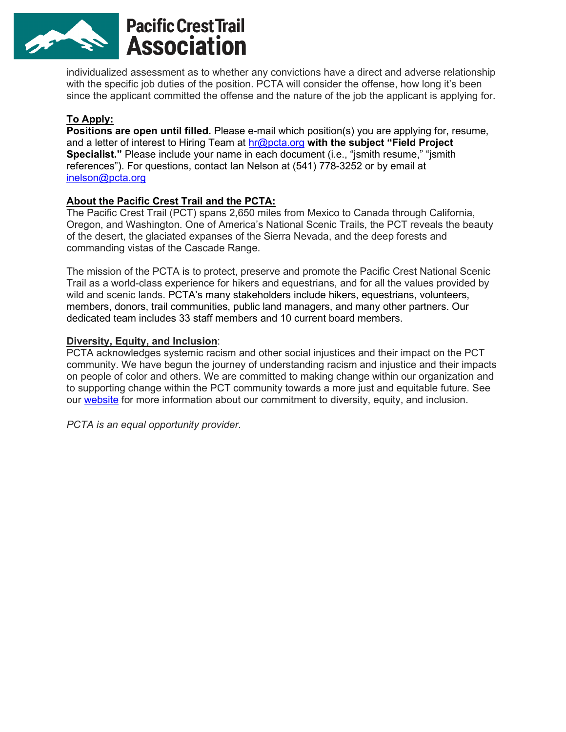individualized assessment as to whether any convictions have a direct and adverse relationship with the specific job duties of the position. PCTA will consider the offense, how long it's been since the applicant committed the offense and the nature of the job the applicant is applying for.

**To Apply:**

**Positions are open until filled.** Please e-mail which position(s) you are applying for, resume, and a letter of interest to Hiring Team at hr@pcta.org **with the subject "Field Project Specialist."** Please include your name in each document (i.e., "jsmith resume," "jsmith references"). For questions, contact Ian Nelson at (541) 778-3252 or by email at inelson@pcta.org

**About the Pacific Crest Trail and the PCTA:**

The Pacific Crest Trail (PCT) spans 2,650 miles from Mexico to Canada through California, Oregon, and Washington. One of America's National Scenic Trails, the PCT reveals the beauty of the desert, the glaciated expanses of the Sierra Nevada, and the deep forests and commanding vistas of the Cascade Range.

The mission of the PCTA is to protect, preserve and promote the Pacific Crest National Scenic Trail as a world-class experience for hikers and equestrians, and for all the values provided by wild and scenic lands. PCTA's many stakeholders include hikers, equestrians, volunteers, members, donors, trail communities, public land managers, and many other partners. Our dedicated team includes 33 staff members and 10 current board members.

**Diversity, Equity, and Inclusion**:

PCTA acknowledges systemic racism and other social injustices and their impact on the PCT community. We have begun the journey of understanding racism and injustice and their impacts on people of color and others. We are committed to making change within our organization and to supporting change within the PCT community towards a more just and equitable future. See our website for more information about our commitment to diversity, equity, and inclusion.

*PCTA is an equal opportunity provider.*